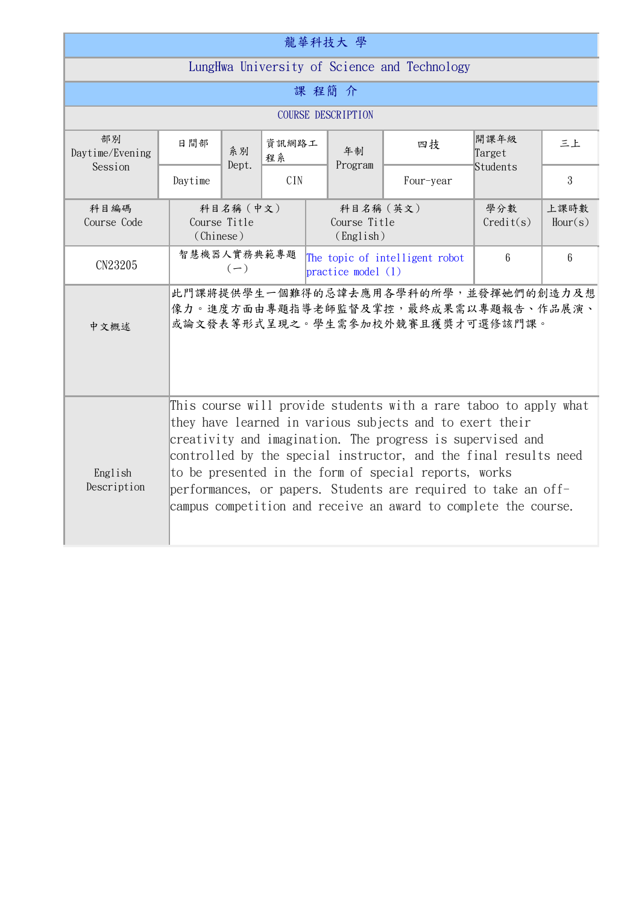# 龍華科技大 學

## LungHwa University of Science and Technology

## 課 程簡 介

### COURSE DESCRIPTION

| 部別 Daytime/Evening Session | 日間部 | 系別 Dept. | 資訊網路工程系 | 年制 Program | 四技 | 開課年級 Target Students | 三上 |
|---|---|---|---|---|---|---|---|
| | Daytime | | CIN | | Four-year | | 3 |

| 科目編碼 Course Code | 科目名稱（中文） Course Title （Chinese） | 科目名稱（英文） Course Title （English） | 學分數 Credit(s) | 上課時數 Hour(s) |
|---|---|---|---|---|
| CN23205 | 智慧機器人實務典範專題（一） | The topic of intelligent robot practice model (1) | 6 | 6 |

| | |
|---|---|
| 中文概述 | 此門課將提供學生一個難得的忌諱去應用各學科的所學，並發揮她們的創造力及想像力。進度方面由專題指導老師監督及掌控，最終成果需以專題報告、作品展演、或論文發表等形式呈現之。學生需參加校外競賽且獲獎才可選修該門課。 |
| English Description | This course will provide students with a rare taboo to apply what they have learned in various subjects and to exert their creativity and imagination. The progress is supervised and controlled by the special instructor, and the final results need to be presented in the form of special reports, works performances, or papers. Students are required to take an off-campus competition and receive an award to complete the course. |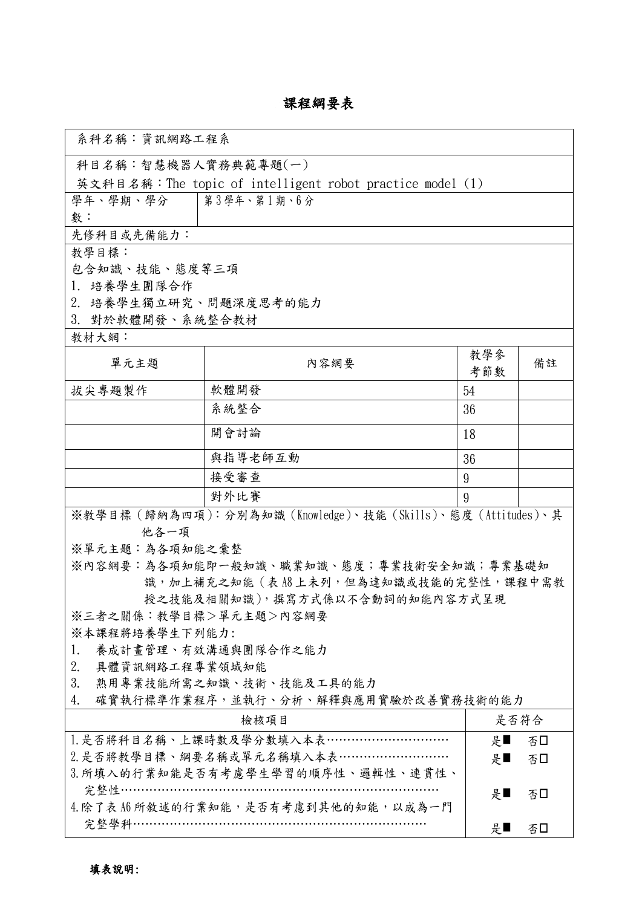# 課程綱要表

系科名稱：資訊網路工程系

科目名稱：智慧機器人實務典範專題(一)

英文科目名稱：The topic of intelligent robot practice model (1)

| 學年、學期、學分數： | 第3學年、第1期、6分 |
|---|---|

先修科目或先備能力：

教學目標：

包含知識、技能、態度等三項

1. 培養學生團隊合作
2. 培養學生獨立研究、問題深度思考的能力
3. 對於軟體開發、系統整合教材

教材大綱：

| 單元主題 | 內容綱要 | 教學參考節數 | 備註 |
|---|---|---|---|
| 拔尖專題製作 | 軟體開發 | 54 | |
| | 系統整合 | 36 | |
| | 開會討論 | 18 | |
| | 與指導老師互動 | 36 | |
| | 接受審查 | 9 | |
| | 對外比賽 | 9 | |

※教學目標（歸納為四項）：分別為知識（Knowledge）、技能（Skills）、態度（Attitudes）、其他各一項

※單元主題：為各項知能之彙整

※內容綱要：為各項知能即一般知識、職業知識、態度；專業技術安全知識；專業基礎知識，加上補充之知能（表A8上未列，但為達知識或技能的完整性，課程中需教授之技能及相關知識），撰寫方式係以不含動詞的知能內容方式呈現

※三者之關係：教學目標＞單元主題＞內容綱要

※本課程將培養學生下列能力:

1. 養成計畫管理、有效溝通與團隊合作之能力
2. 具體資訊網路工程專業領域知能
3. 熟用專業技能所需之知識、技術、技能及工具的能力
4. 確實執行標準作業程序，並執行、分析、解釋與應用實驗於改善實務技術的能力

| 檢核項目 | 是否符合 |
|---|---|
| 1.是否將科目名稱、上課時數及學分數填入本表………………………… | 是■ 否□ |
| 2.是否將教學目標、綱要名稱或單元名稱填入本表……………………… | 是■ 否□ |
| 3.所填入的行業知能是否有考慮學生學習的順序性、邏輯性、連貫性、完整性…………………………………………………………………… | 是■ 否□ |
| 4.除了表A6所敘述的行業知能，是否有考慮到其他的知能，以成為一門完整學科………………………………………………………………… | 是■ 否□ |

**填表說明:**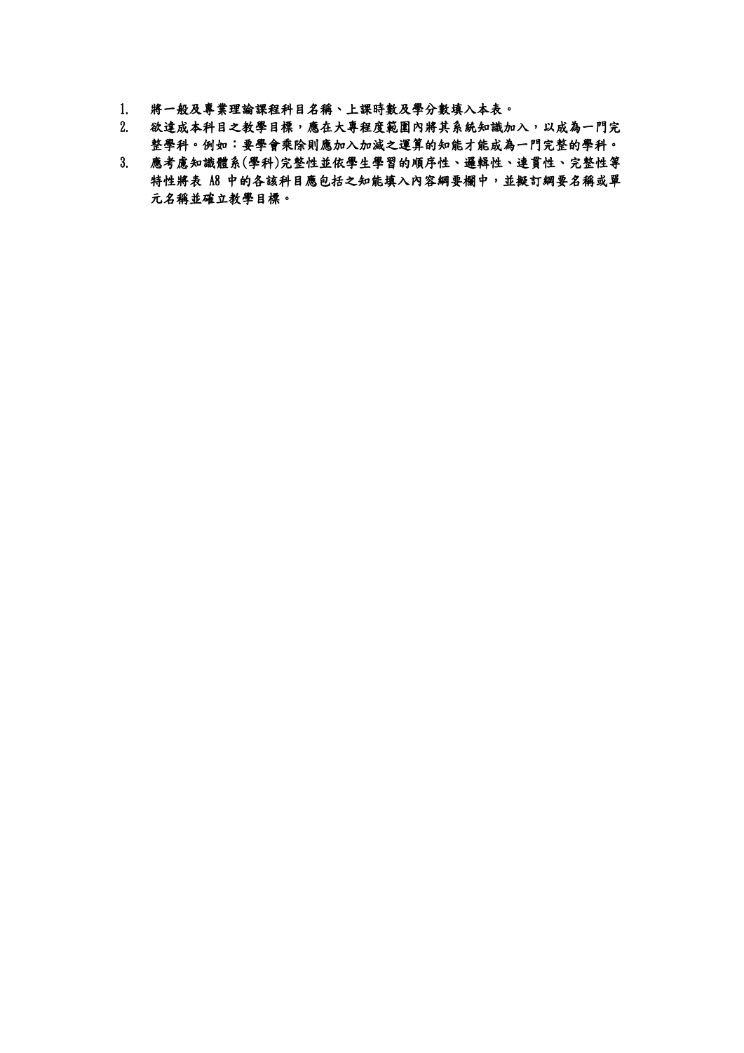1. 將一般及專業理論課程科目名稱、上課時數及學分數填入本表。
2. 欲達成本科目之教學目標，應在大專程度範圍內將其系統知識加入，以成為一門完整學科。例如：要學會乘除則應加入加減之運算的知能才能成為一門完整的學科。
3. 應考慮知識體系(學科)完整性並依學生學習的順序性、邏輯性、連貫性、完整性等特性將表 A8 中的各該科目應包括之知能填入內容綱要欄中，並擬訂綱要名稱或單元名稱並確立教學目標。